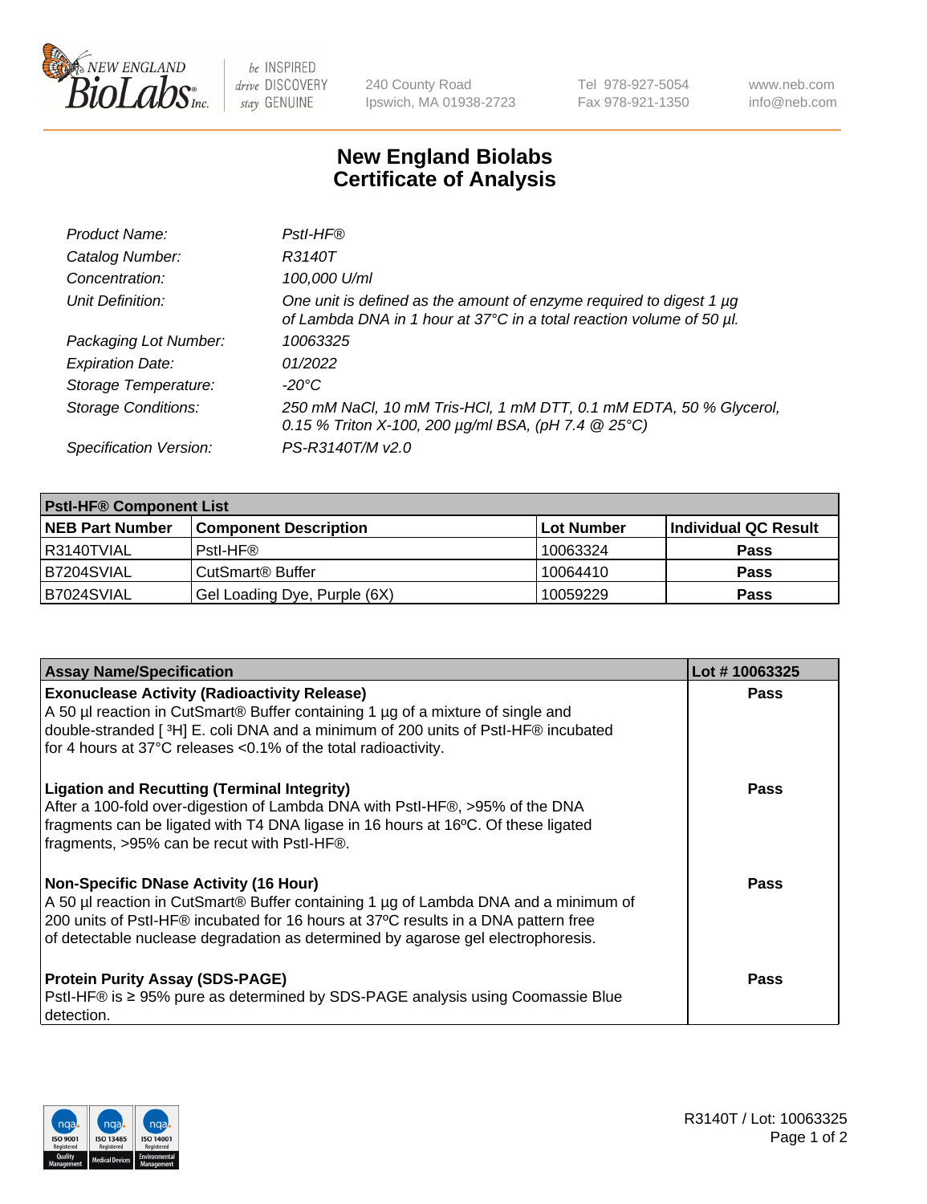New England Biolabs Inc. — be INSPIRED drive DISCOVERY stay GENUINE

240 County Road
Ipswich, MA 01938-2723

Tel 978-927-5054
Fax 978-921-1350

www.neb.com
info@neb.com

# New England Biolabs Certificate of Analysis

| | |
|---|---|
| *Product Name:* | *PstI-HF®* |
| *Catalog Number:* | *R3140T* |
| *Concentration:* | *100,000 U/ml* |
| *Unit Definition:* | *One unit is defined as the amount of enzyme required to digest 1 µg of Lambda DNA in 1 hour at 37°C in a total reaction volume of 50 µl.* |
| *Packaging Lot Number:* | *10063325* |
| *Expiration Date:* | *01/2022* |
| *Storage Temperature:* | *-20°C* |
| *Storage Conditions:* | *250 mM NaCl, 10 mM Tris-HCl, 1 mM DTT, 0.1 mM EDTA, 50 % Glycerol, 0.15 % Triton X-100, 200 µg/ml BSA, (pH 7.4 @ 25°C)* |
| *Specification Version:* | *PS-R3140T/M v2.0* |

| PstI-HF® Component List | | | |
|---|---|---|---|
| **NEB Part Number** | **Component Description** | **Lot Number** | **Individual QC Result** |
| R3140TVIAL | PstI-HF® | 10063324 | **Pass** |
| B7204SVIAL | CutSmart® Buffer | 10064410 | **Pass** |
| B7024SVIAL | Gel Loading Dye, Purple (6X) | 10059229 | **Pass** |

| Assay Name/Specification | Lot # 10063325 |
|---|---|
| **Exonuclease Activity (Radioactivity Release)** A 50 µl reaction in CutSmart® Buffer containing 1 µg of a mixture of single and double-stranded [ $^3$H] E. coli DNA and a minimum of 200 units of PstI-HF® incubated for 4 hours at 37°C releases <0.1% of the total radioactivity. | **Pass** |
| **Ligation and Recutting (Terminal Integrity)** After a 100-fold over-digestion of Lambda DNA with PstI-HF®, >95% of the DNA fragments can be ligated with T4 DNA ligase in 16 hours at 16ºC. Of these ligated fragments, >95% can be recut with PstI-HF®. | **Pass** |
| **Non-Specific DNase Activity (16 Hour)** A 50 µl reaction in CutSmart® Buffer containing 1 µg of Lambda DNA and a minimum of 200 units of PstI-HF® incubated for 16 hours at 37ºC results in a DNA pattern free of detectable nuclease degradation as determined by agarose gel electrophoresis. | **Pass** |
| **Protein Purity Assay (SDS-PAGE)** PstI-HF® is ≥ 95% pure as determined by SDS-PAGE analysis using Coomassie Blue detection. | **Pass** |

R3140T / Lot: 10063325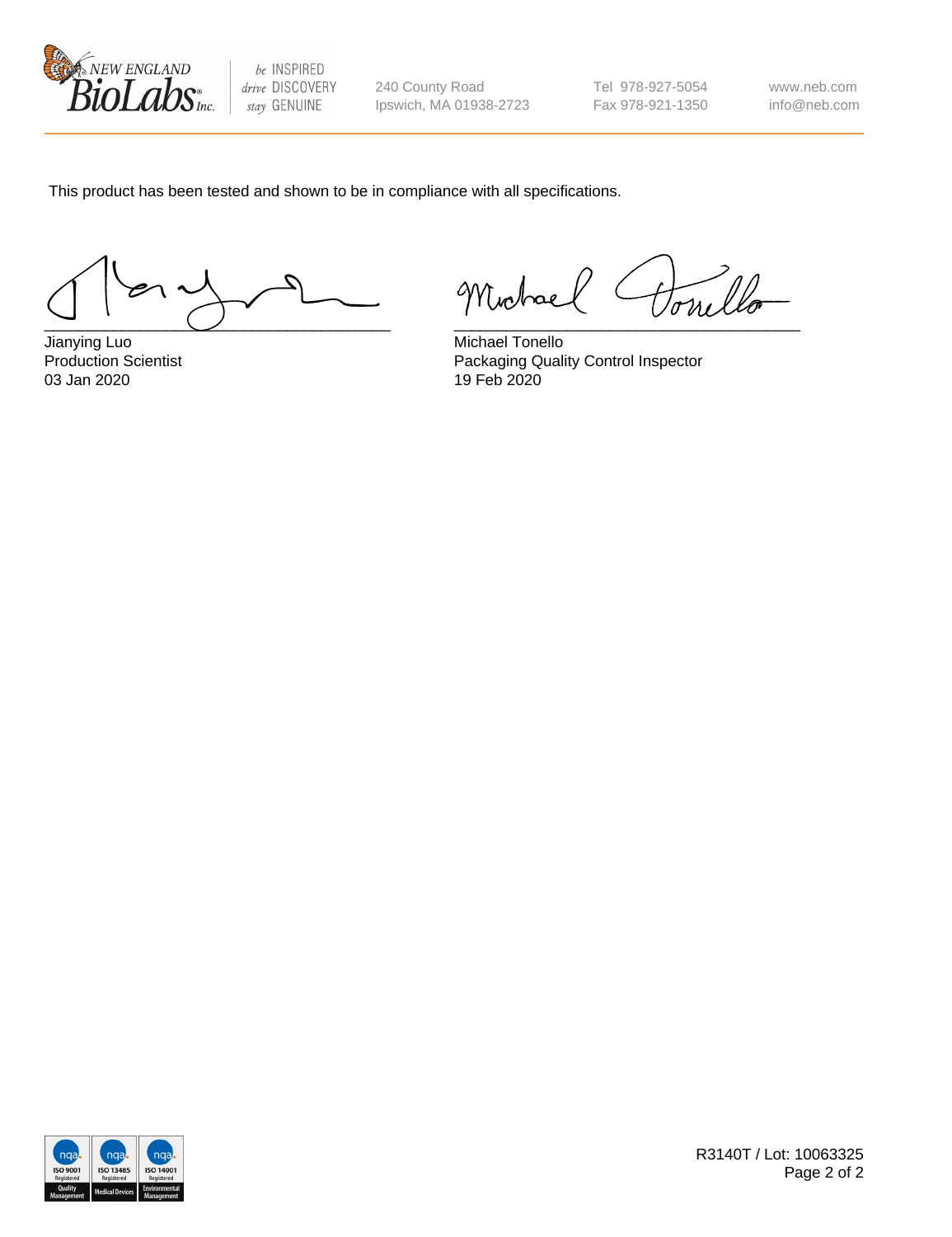This product has been tested and shown to be in compliance with all specifications.

Jianying Luo
Production Scientist
03 Jan 2020

Michael Tonello
Packaging Quality Control Inspector
19 Feb 2020

R3140T / Lot: 10063325